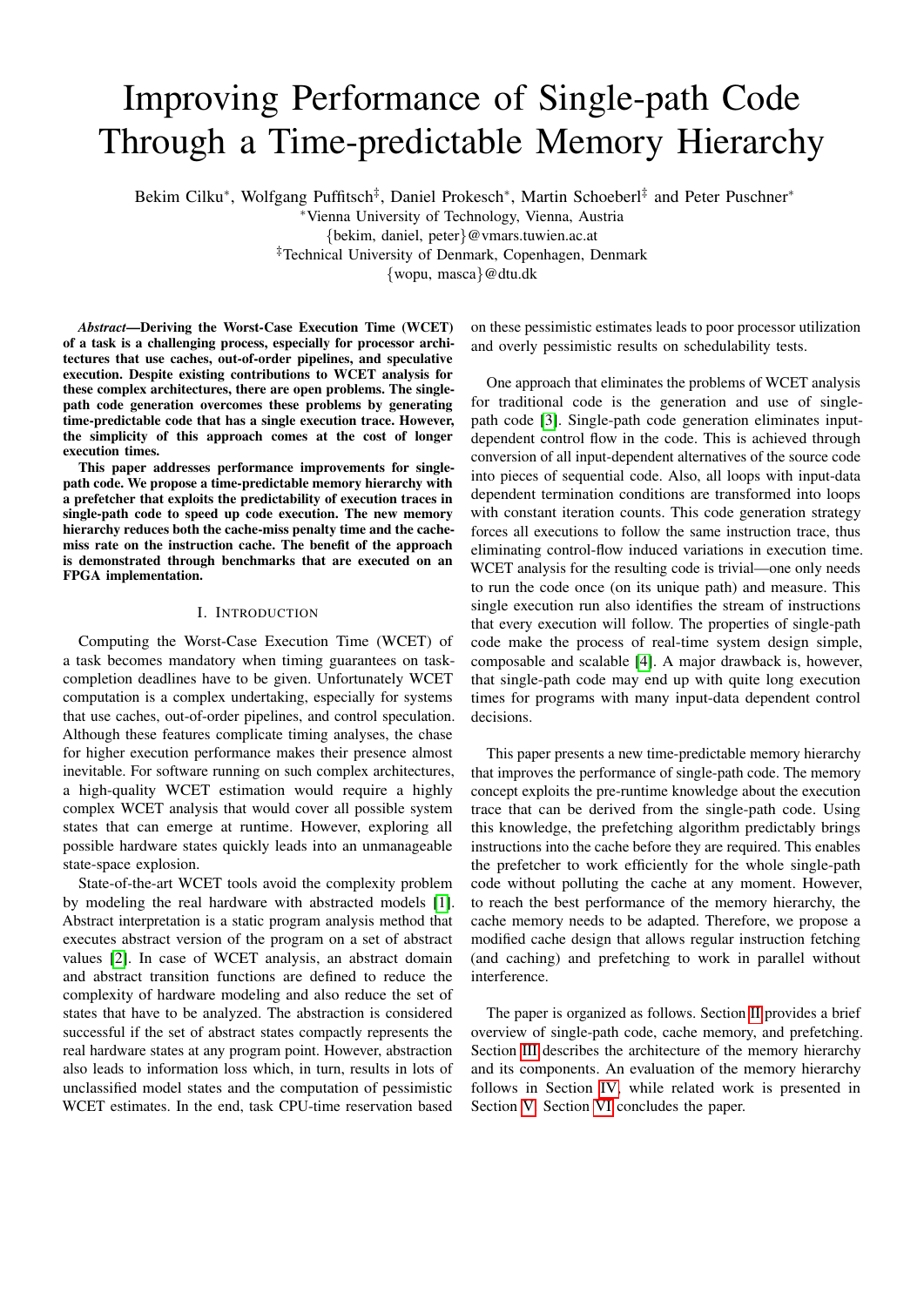# Improving Performance of Single-path Code Through a Time-predictable Memory Hierarchy

Bekim Cilku*, Wolfgang Puffitsch‡, Daniel Prokesch*, Martin Schoeberl‡ and Peter Puschner*

*Vienna University of Technology, Vienna, Austria
{bekim, daniel, peter}@vmars.tuwien.ac.at

‡Technical University of Denmark, Copenhagen, Denmark
{wopu, masca}@dtu.dk

***Abstract*—Deriving the Worst-Case Execution Time (WCET) of a task is a challenging process, especially for processor architectures that use caches, out-of-order pipelines, and speculative execution. Despite existing contributions to WCET analysis for these complex architectures, there are open problems. The single-path code generation overcomes these problems by generating time-predictable code that has a single execution trace. However, the simplicity of this approach comes at the cost of longer execution times.**

**This paper addresses performance improvements for single-path code. We propose a time-predictable memory hierarchy with a prefetcher that exploits the predictability of execution traces in single-path code to speed up code execution. The new memory hierarchy reduces both the cache-miss penalty time and the cache-miss rate on the instruction cache. The benefit of the approach is demonstrated through benchmarks that are executed on an FPGA implementation.**

## I. Introduction

Computing the Worst-Case Execution Time (WCET) of a task becomes mandatory when timing guarantees on task-completion deadlines have to be given. Unfortunately WCET computation is a complex undertaking, especially for systems that use caches, out-of-order pipelines, and control speculation. Although these features complicate timing analyses, the chase for higher execution performance makes their presence almost inevitable. For software running on such complex architectures, a high-quality WCET estimation would require a highly complex WCET analysis that would cover all possible system states that can emerge at runtime. However, exploring all possible hardware states quickly leads into an unmanageable state-space explosion.

State-of-the-art WCET tools avoid the complexity problem by modeling the real hardware with abstracted models [1]. Abstract interpretation is a static program analysis method that executes abstract version of the program on a set of abstract values [2]. In case of WCET analysis, an abstract domain and abstract transition functions are defined to reduce the complexity of hardware modeling and also reduce the set of states that have to be analyzed. The abstraction is considered successful if the set of abstract states compactly represents the real hardware states at any program point. However, abstraction also leads to information loss which, in turn, results in lots of unclassified model states and the computation of pessimistic WCET estimates. In the end, task CPU-time reservation based on these pessimistic estimates leads to poor processor utilization and overly pessimistic results on schedulability tests.

One approach that eliminates the problems of WCET analysis for traditional code is the generation and use of single-path code [3]. Single-path code generation eliminates input-dependent control flow in the code. This is achieved through conversion of all input-dependent alternatives of the source code into pieces of sequential code. Also, all loops with input-data dependent termination conditions are transformed into loops with constant iteration counts. This code generation strategy forces all executions to follow the same instruction trace, thus eliminating control-flow induced variations in execution time. WCET analysis for the resulting code is trivial—one only needs to run the code once (on its unique path) and measure. This single execution run also identifies the stream of instructions that every execution will follow. The properties of single-path code make the process of real-time system design simple, composable and scalable [4]. A major drawback is, however, that single-path code may end up with quite long execution times for programs with many input-data dependent control decisions.

This paper presents a new time-predictable memory hierarchy that improves the performance of single-path code. The memory concept exploits the pre-runtime knowledge about the execution trace that can be derived from the single-path code. Using this knowledge, the prefetching algorithm predictably brings instructions into the cache before they are required. This enables the prefetcher to work efficiently for the whole single-path code without polluting the cache at any moment. However, to reach the best performance of the memory hierarchy, the cache memory needs to be adapted. Therefore, we propose a modified cache design that allows regular instruction fetching (and caching) and prefetching to work in parallel without interference.

The paper is organized as follows. Section II provides a brief overview of single-path code, cache memory, and prefetching. Section III describes the architecture of the memory hierarchy and its components. An evaluation of the memory hierarchy follows in Section IV, while related work is presented in Section V. Section VI concludes the paper.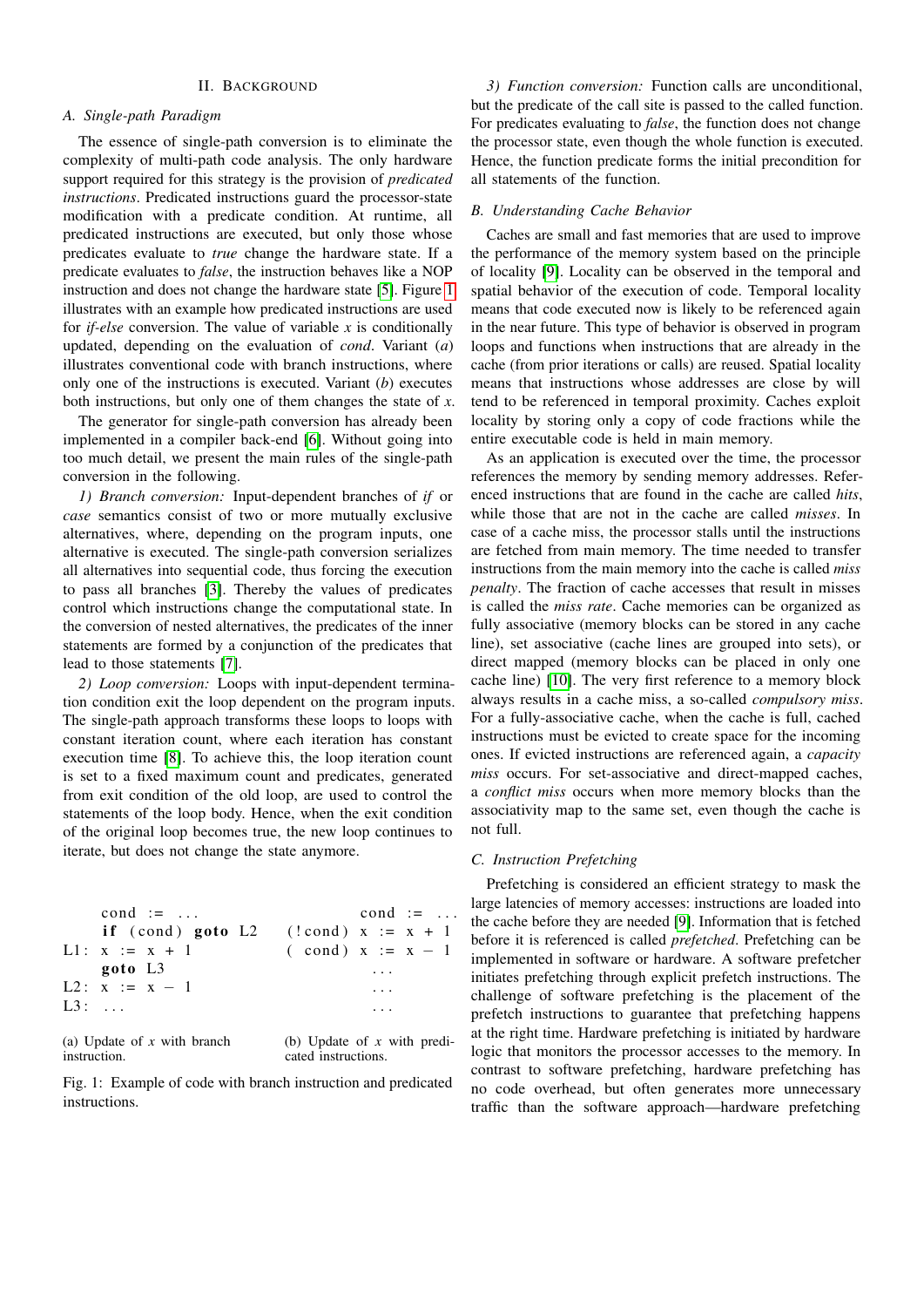## II. Background

### A. Single-path Paradigm

The essence of single-path conversion is to eliminate the complexity of multi-path code analysis. The only hardware support required for this strategy is the provision of *predicated instructions*. Predicated instructions guard the processor-state modification with a predicate condition. At runtime, all predicated instructions are executed, but only those whose predicates evaluate to *true* change the hardware state. If a predicate evaluates to *false*, the instruction behaves like a NOP instruction and does not change the hardware state [5]. Figure 1 illustrates with an example how predicated instructions are used for *if-else* conversion. The value of variable *x* is conditionally updated, depending on the evaluation of *cond*. Variant (*a*) illustrates conventional code with branch instructions, where only one of the instructions is executed. Variant (*b*) executes both instructions, but only one of them changes the state of *x*.

The generator for single-path conversion has already been implemented in a compiler back-end [6]. Without going into too much detail, we present the main rules of the single-path conversion in the following.

*1) Branch conversion:* Input-dependent branches of *if* or *case* semantics consist of two or more mutually exclusive alternatives, where, depending on the program inputs, one alternative is executed. The single-path conversion serializes all alternatives into sequential code, thus forcing the execution to pass all branches [3]. Thereby the values of predicates control which instructions change the computational state. In the conversion of nested alternatives, the predicates of the inner statements are formed by a conjunction of the predicates that lead to those statements [7].

*2) Loop conversion:* Loops with input-dependent termination condition exit the loop dependent on the program inputs. The single-path approach transforms these loops to loops with constant iteration count, where each iteration has constant execution time [8]. To achieve this, the loop iteration count is set to a fixed maximum count and predicates, generated from exit condition of the old loop, are used to control the statements of the loop body. Hence, when the exit condition of the original loop becomes true, the new loop continues to iterate, but does not change the state anymore.

```
    cond := ...
    if (cond) goto L2
L1: x := x + 1
    goto L3
L2: x := x - 1
L3: ...
```

(a) Update of *x* with branch instruction.

```
cond := ...
(!cond) x := x + 1
( cond) x := x - 1
...
...
...
```

(b) Update of *x* with predicated instructions.

Fig. 1: Example of code with branch instruction and predicated instructions.

*3) Function conversion:* Function calls are unconditional, but the predicate of the call site is passed to the called function. For predicates evaluating to *false*, the function does not change the processor state, even though the whole function is executed. Hence, the function predicate forms the initial precondition for all statements of the function.

### B. Understanding Cache Behavior

Caches are small and fast memories that are used to improve the performance of the memory system based on the principle of locality [9]. Locality can be observed in the temporal and spatial behavior of the execution of code. Temporal locality means that code executed now is likely to be referenced again in the near future. This type of behavior is observed in program loops and functions when instructions that are already in the cache (from prior iterations or calls) are reused. Spatial locality means that instructions whose addresses are close by will tend to be referenced in temporal proximity. Caches exploit locality by storing only a copy of code fractions while the entire executable code is held in main memory.

As an application is executed over the time, the processor references the memory by sending memory addresses. Referenced instructions that are found in the cache are called *hits*, while those that are not in the cache are called *misses*. In case of a cache miss, the processor stalls until the instructions are fetched from main memory. The time needed to transfer instructions from the main memory into the cache is called *miss penalty*. The fraction of cache accesses that result in misses is called the *miss rate*. Cache memories can be organized as fully associative (memory blocks can be stored in any cache line), set associative (cache lines are grouped into sets), or direct mapped (memory blocks can be placed in only one cache line) [10]. The very first reference to a memory block always results in a cache miss, a so-called *compulsory miss*. For a fully-associative cache, when the cache is full, cached instructions must be evicted to create space for the incoming ones. If evicted instructions are referenced again, a *capacity miss* occurs. For set-associative and direct-mapped caches, a *conflict miss* occurs when more memory blocks than the associativity map to the same set, even though the cache is not full.

### C. Instruction Prefetching

Prefetching is considered an efficient strategy to mask the large latencies of memory accesses: instructions are loaded into the cache before they are needed [9]. Information that is fetched before it is referenced is called *prefetched*. Prefetching can be implemented in software or hardware. A software prefetcher initiates prefetching through explicit prefetch instructions. The challenge of software prefetching is the placement of the prefetch instructions to guarantee that prefetching happens at the right time. Hardware prefetching is initiated by hardware logic that monitors the processor accesses to the memory. In contrast to software prefetching, hardware prefetching has no code overhead, but often generates more unnecessary traffic than the software approach—hardware prefetching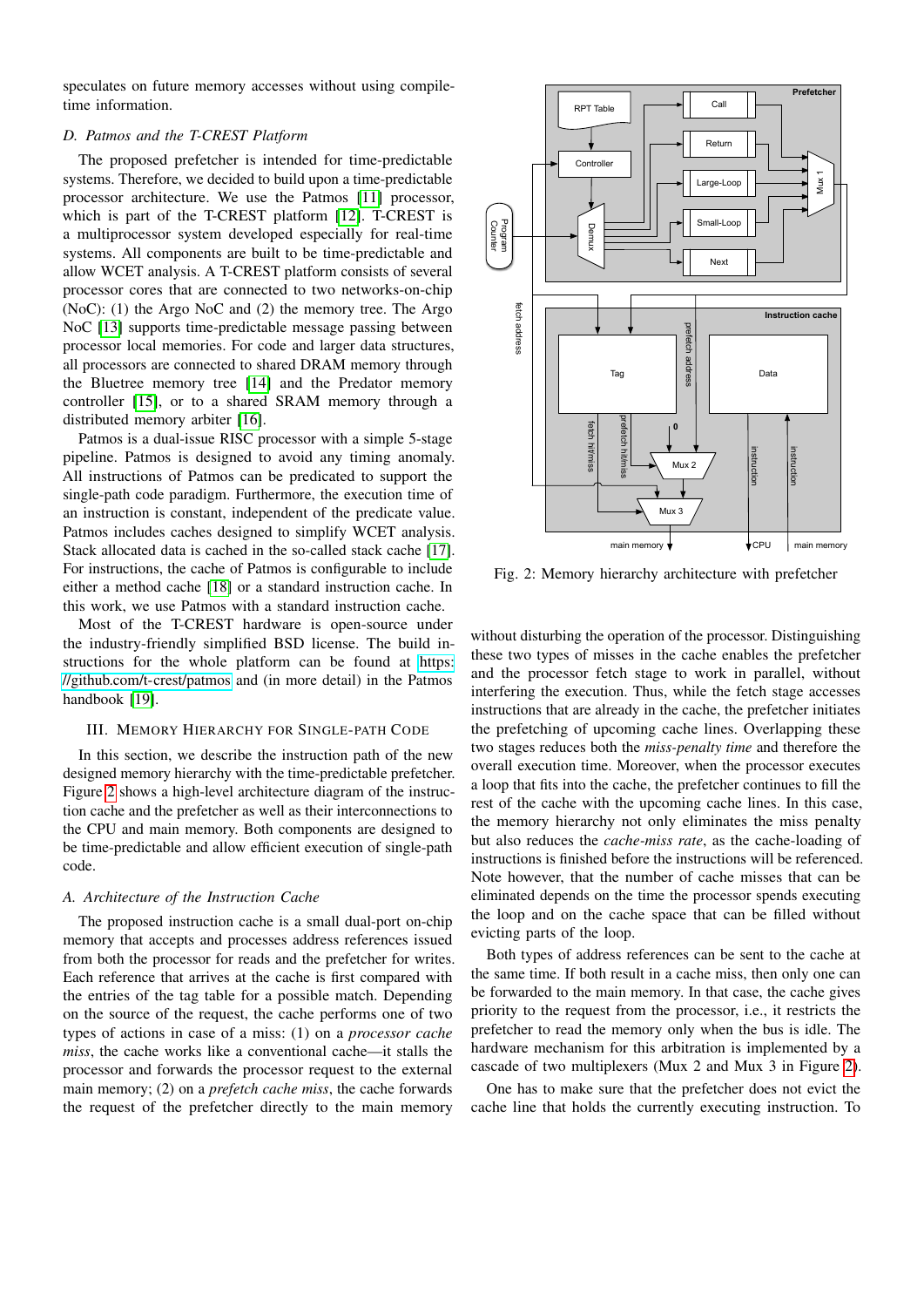speculates on future memory accesses without using compile-time information.

### D. Patmos and the T-CREST Platform

The proposed prefetcher is intended for time-predictable systems. Therefore, we decided to build upon a time-predictable processor architecture. We use the Patmos [11] processor, which is part of the T-CREST platform [12]. T-CREST is a multiprocessor system developed especially for real-time systems. All components are built to be time-predictable and allow WCET analysis. A T-CREST platform consists of several processor cores that are connected to two networks-on-chip (NoC): (1) the Argo NoC and (2) the memory tree. The Argo NoC [13] supports time-predictable message passing between processor local memories. For code and larger data structures, all processors are connected to shared DRAM memory through the Bluetree memory tree [14] and the Predator memory controller [15], or to a shared SRAM memory through a distributed memory arbiter [16].

Patmos is a dual-issue RISC processor with a simple 5-stage pipeline. Patmos is designed to avoid any timing anomaly. All instructions of Patmos can be predicated to support the single-path code paradigm. Furthermore, the execution time of an instruction is constant, independent of the predicate value. Patmos includes caches designed to simplify WCET analysis. Stack allocated data is cached in the so-called stack cache [17]. For instructions, the cache of Patmos is configurable to include either a method cache [18] or a standard instruction cache. In this work, we use Patmos with a standard instruction cache.

Most of the T-CREST hardware is open-source under the industry-friendly simplified BSD license. The build instructions for the whole platform can be found at https://github.com/t-crest/patmos and (in more detail) in the Patmos handbook [19].

## III. Memory Hierarchy for Single-path Code

In this section, we describe the instruction path of the new designed memory hierarchy with the time-predictable prefetcher. Figure 2 shows a high-level architecture diagram of the instruction cache and the prefetcher as well as their interconnections to the CPU and main memory. Both components are designed to be time-predictable and allow efficient execution of single-path code.

### A. Architecture of the Instruction Cache

The proposed instruction cache is a small dual-port on-chip memory that accepts and processes address references issued from both the processor for reads and the prefetcher for writes. Each reference that arrives at the cache is first compared with the entries of the tag table for a possible match. Depending on the source of the request, the cache performs one of two types of actions in case of a miss: (1) on a *processor cache miss*, the cache works like a conventional cache—it stalls the processor and forwards the processor request to the external main memory; (2) on a *prefetch cache miss*, the cache forwards the request of the prefetcher directly to the main memory without disturbing the operation of the processor. Distinguishing these two types of misses in the cache enables the prefetcher and the processor fetch stage to work in parallel, without interfering the execution. Thus, while the fetch stage accesses instructions that are already in the cache, the prefetcher initiates the prefetching of upcoming cache lines. Overlapping these two stages reduces both the *miss-penalty time* and therefore the overall execution time. Moreover, when the processor executes a loop that fits into the cache, the prefetcher continues to fill the rest of the cache with the upcoming cache lines. In this case, the memory hierarchy not only eliminates the miss penalty but also reduces the *cache-miss rate*, as the cache-loading of instructions is finished before the instructions will be referenced. Note however, that the number of cache misses that can be eliminated depends on the time the processor spends executing the loop and on the cache space that can be filled without evicting parts of the loop.

Fig. 2: Memory hierarchy architecture with prefetcher

Both types of address references can be sent to the cache at the same time. If both result in a cache miss, then only one can be forwarded to the main memory. In that case, the cache gives priority to the request from the processor, i.e., it restricts the prefetcher to read the memory only when the bus is idle. The hardware mechanism for this arbitration is implemented by a cascade of two multiplexers (Mux 2 and Mux 3 in Figure 2).

One has to make sure that the prefetcher does not evict the cache line that holds the currently executing instruction. To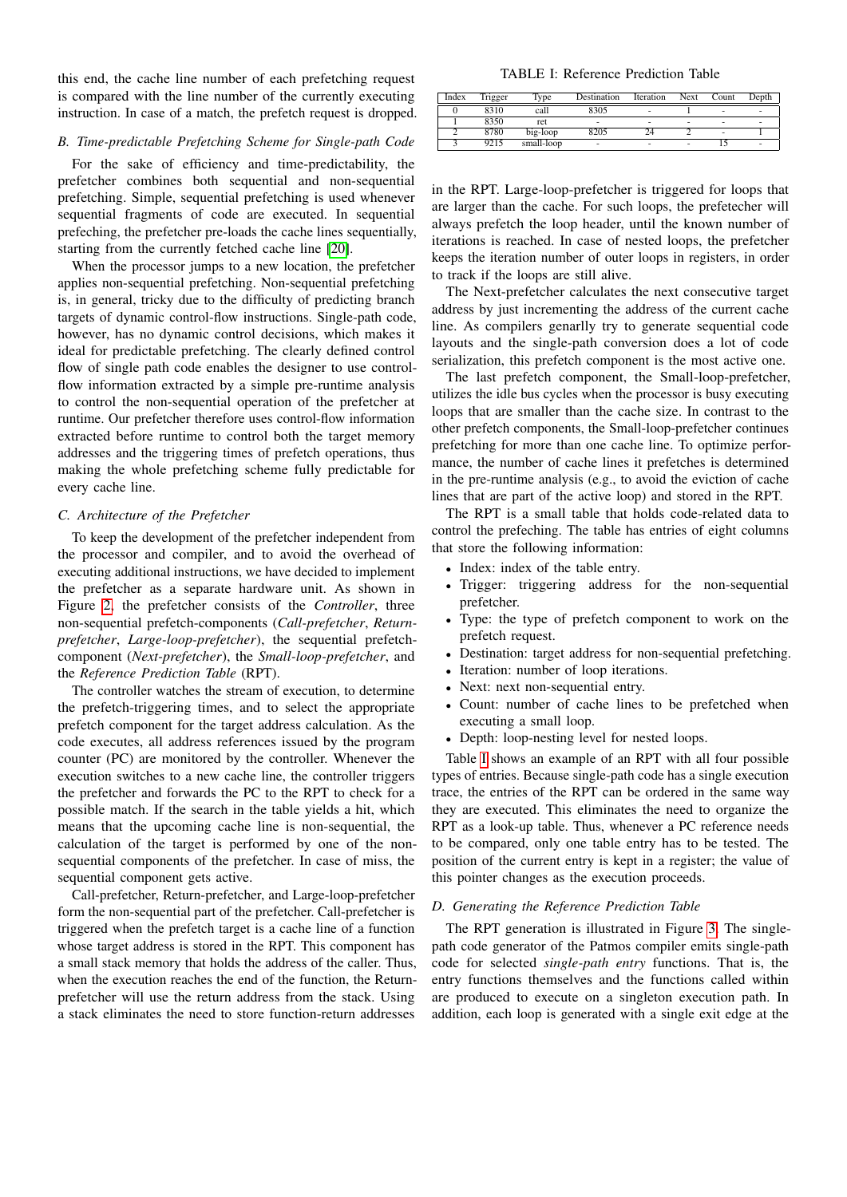this end, the cache line number of each prefetching request is compared with the line number of the currently executing instruction. In case of a match, the prefetch request is dropped.

### B. Time-predictable Prefetching Scheme for Single-path Code

For the sake of efficiency and time-predictability, the prefetcher combines both sequential and non-sequential prefetching. Simple, sequential prefetching is used whenever sequential fragments of code are executed. In sequential prefeching, the prefetcher pre-loads the cache lines sequentially, starting from the currently fetched cache line [20].

When the processor jumps to a new location, the prefetcher applies non-sequential prefetching. Non-sequential prefetching is, in general, tricky due to the difficulty of predicting branch targets of dynamic control-flow instructions. Single-path code, however, has no dynamic control decisions, which makes it ideal for predictable prefetching. The clearly defined control flow of single path code enables the designer to use control-flow information extracted by a simple pre-runtime analysis to control the non-sequential operation of the prefetcher at runtime. Our prefetcher therefore uses control-flow information extracted before runtime to control both the target memory addresses and the triggering times of prefetch operations, thus making the whole prefetching scheme fully predictable for every cache line.

### C. Architecture of the Prefetcher

To keep the development of the prefetcher independent from the processor and compiler, and to avoid the overhead of executing additional instructions, we have decided to implement the prefetcher as a separate hardware unit. As shown in Figure 2, the prefetcher consists of the *Controller*, three non-sequential prefetch-components (*Call-prefetcher*, *Return-prefetcher*, *Large-loop-prefetcher*), the sequential prefetch-component (*Next-prefetcher*), the *Small-loop-prefetcher*, and the *Reference Prediction Table* (RPT).

The controller watches the stream of execution, to determine the prefetch-triggering times, and to select the appropriate prefetch component for the target address calculation. As the code executes, all address references issued by the program counter (PC) are monitored by the controller. Whenever the execution switches to a new cache line, the controller triggers the prefetcher and forwards the PC to the RPT to check for a possible match. If the search in the table yields a hit, which means that the upcoming cache line is non-sequential, the calculation of the target is performed by one of the non-sequential components of the prefetcher. In case of miss, the sequential component gets active.

Call-prefetcher, Return-prefetcher, and Large-loop-prefetcher form the non-sequential part of the prefetcher. Call-prefetcher is triggered when the prefetch target is a cache line of a function whose target address is stored in the RPT. This component has a small stack memory that holds the address of the caller. Thus, when the execution reaches the end of the function, the Return-prefetcher will use the return address from the stack. Using a stack eliminates the need to store function-return addresses in the RPT. Large-loop-prefetcher is triggered for loops that are larger than the cache. For such loops, the prefetcher will always prefetch the loop header, until the known number of iterations is reached. In case of nested loops, the prefetcher keeps the iteration number of outer loops in registers, in order to track if the loops are still alive.

TABLE I: Reference Prediction Table

| Index | Trigger | Type | Destination | Iteration | Next | Count | Depth |
|---|---|---|---|---|---|---|---|
| 0 | 8310 | call | 8305 | - | 1 | - | - |
| 1 | 8350 | ret | - | - | - | - | - |
| 2 | 8780 | big-loop | 8205 | 24 | 2 | - | 1 |
| 3 | 9215 | small-loop | - | - | - | 15 | - |

The Next-prefetcher calculates the next consecutive target address by just incrementing the address of the current cache line. As compilers genarlly try to generate sequential code layouts and the single-path conversion does a lot of code serialization, this prefetch component is the most active one.

The last prefetch component, the Small-loop-prefetcher, utilizes the idle bus cycles when the processor is busy executing loops that are smaller than the cache size. In contrast to the other prefetch components, the Small-loop-prefetcher continues prefetching for more than one cache line. To optimize performance, the number of cache lines it prefetches is determined in the pre-runtime analysis (e.g., to avoid the eviction of cache lines that are part of the active loop) and stored in the RPT.

The RPT is a small table that holds code-related data to control the prefeching. The table has entries of eight columns that store the following information:

- Index: index of the table entry.
- Trigger: triggering address for the non-sequential prefetcher.
- Type: the type of prefetch component to work on the prefetch request.
- Destination: target address for non-sequential prefetching.
- Iteration: number of loop iterations.
- Next: next non-sequential entry.
- Count: number of cache lines to be prefetched when executing a small loop.
- Depth: loop-nesting level for nested loops.

Table I shows an example of an RPT with all four possible types of entries. Because single-path code has a single execution trace, the entries of the RPT can be ordered in the same way they are executed. This eliminates the need to organize the RPT as a look-up table. Thus, whenever a PC reference needs to be compared, only one table entry has to be tested. The position of the current entry is kept in a register; the value of this pointer changes as the execution proceeds.

### D. Generating the Reference Prediction Table

The RPT generation is illustrated in Figure 3. The single-path code generator of the Patmos compiler emits single-path code for selected *single-path entry* functions. That is, the entry functions themselves and the functions called within are produced to execute on a singleton execution path. In addition, each loop is generated with a single exit edge at the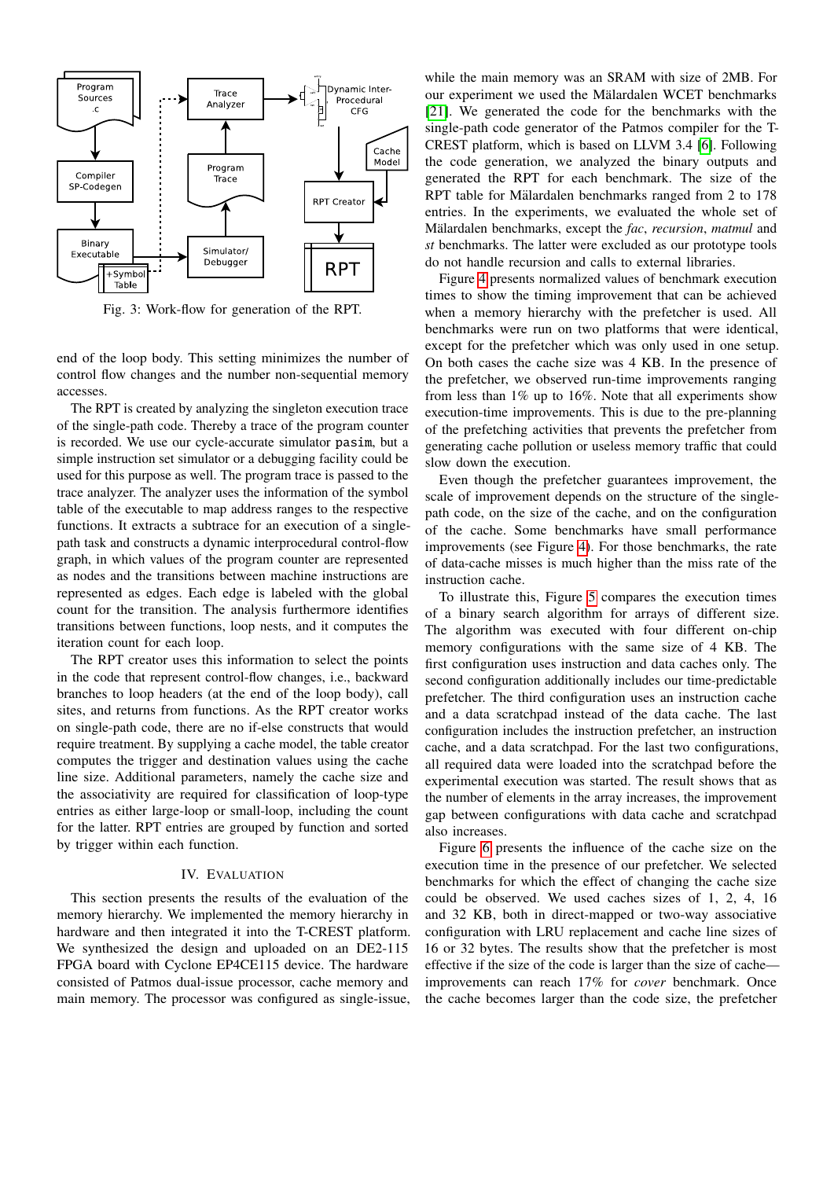Fig. 3: Work-flow for generation of the RPT.

end of the loop body. This setting minimizes the number of control flow changes and the number non-sequential memory accesses.

The RPT is created by analyzing the singleton execution trace of the single-path code. Thereby a trace of the program counter is recorded. We use our cycle-accurate simulator `pasim`, but a simple instruction set simulator or a debugging facility could be used for this purpose as well. The program trace is passed to the trace analyzer. The analyzer uses the information of the symbol table of the executable to map address ranges to the respective functions. It extracts a subtrace for an execution of a single-path task and constructs a dynamic interprocedural control-flow graph, in which values of the program counter are represented as nodes and the transitions between machine instructions are represented as edges. Each edge is labeled with the global count for the transition. The analysis furthermore identifies transitions between functions, loop nests, and it computes the iteration count for each loop.

The RPT creator uses this information to select the points in the code that represent control-flow changes, i.e., backward branches to loop headers (at the end of the loop body), call sites, and returns from functions. As the RPT creator works on single-path code, there are no if-else constructs that would require treatment. By supplying a cache model, the table creator computes the trigger and destination values using the cache line size. Additional parameters, namely the cache size and the associativity are required for classification of loop-type entries as either large-loop or small-loop, including the count for the latter. RPT entries are grouped by function and sorted by trigger within each function.

## IV. Evaluation

This section presents the results of the evaluation of the memory hierarchy. We implemented the memory hierarchy in hardware and then integrated it into the T-CREST platform. We synthesized the design and uploaded on an DE2-115 FPGA board with Cyclone EP4CE115 device. The hardware consisted of Patmos dual-issue processor, cache memory and main memory. The processor was configured as single-issue, while the main memory was an SRAM with size of 2MB. For our experiment we used the Mälardalen WCET benchmarks [21]. We generated the code for the benchmarks with the single-path code generator of the Patmos compiler for the T-CREST platform, which is based on LLVM 3.4 [6]. Following the code generation, we analyzed the binary outputs and generated the RPT for each benchmark. The size of the RPT table for Mälardalen benchmarks ranged from 2 to 178 entries. In the experiments, we evaluated the whole set of Mälardalen benchmarks, except the *fac*, *recursion*, *matmul* and *st* benchmarks. The latter were excluded as our prototype tools do not handle recursion and calls to external libraries.

Figure 4 presents normalized values of benchmark execution times to show the timing improvement that can be achieved when a memory hierarchy with the prefetcher is used. All benchmarks were run on two platforms that were identical, except for the prefetcher which was only used in one setup. On both cases the cache size was 4 KB. In the presence of the prefetcher, we observed run-time improvements ranging from less than 1% up to 16%. Note that all experiments show execution-time improvements. This is due to the pre-planning of the prefetching activities that prevents the prefetcher from generating cache pollution or useless memory traffic that could slow down the execution.

Even though the prefetcher guarantees improvement, the scale of improvement depends on the structure of the single-path code, on the size of the cache, and on the configuration of the cache. Some benchmarks have small performance improvements (see Figure 4). For those benchmarks, the rate of data-cache misses is much higher than the miss rate of the instruction cache.

To illustrate this, Figure 5 compares the execution times of a binary search algorithm for arrays of different size. The algorithm was executed with four different on-chip memory configurations with the same size of 4 KB. The first configuration uses instruction and data caches only. The second configuration additionally includes our time-predictable prefetcher. The third configuration uses an instruction cache and a data scratchpad instead of the data cache. The last configuration includes the instruction prefetcher, an instruction cache, and a data scratchpad. For the last two configurations, all required data were loaded into the scratchpad before the experimental execution was started. The result shows that as the number of elements in the array increases, the improvement gap between configurations with data cache and scratchpad also increases.

Figure 6 presents the influence of the cache size on the execution time in the presence of our prefetcher. We selected benchmarks for which the effect of changing the cache size could be observed. We used caches sizes of 1, 2, 4, 16 and 32 KB, both in direct-mapped or two-way associative configuration with LRU replacement and cache line sizes of 16 or 32 bytes. The results show that the prefetcher is most effective if the size of the code is larger than the size of cache—improvements can reach 17% for *cover* benchmark. Once the cache becomes larger than the code size, the prefetcher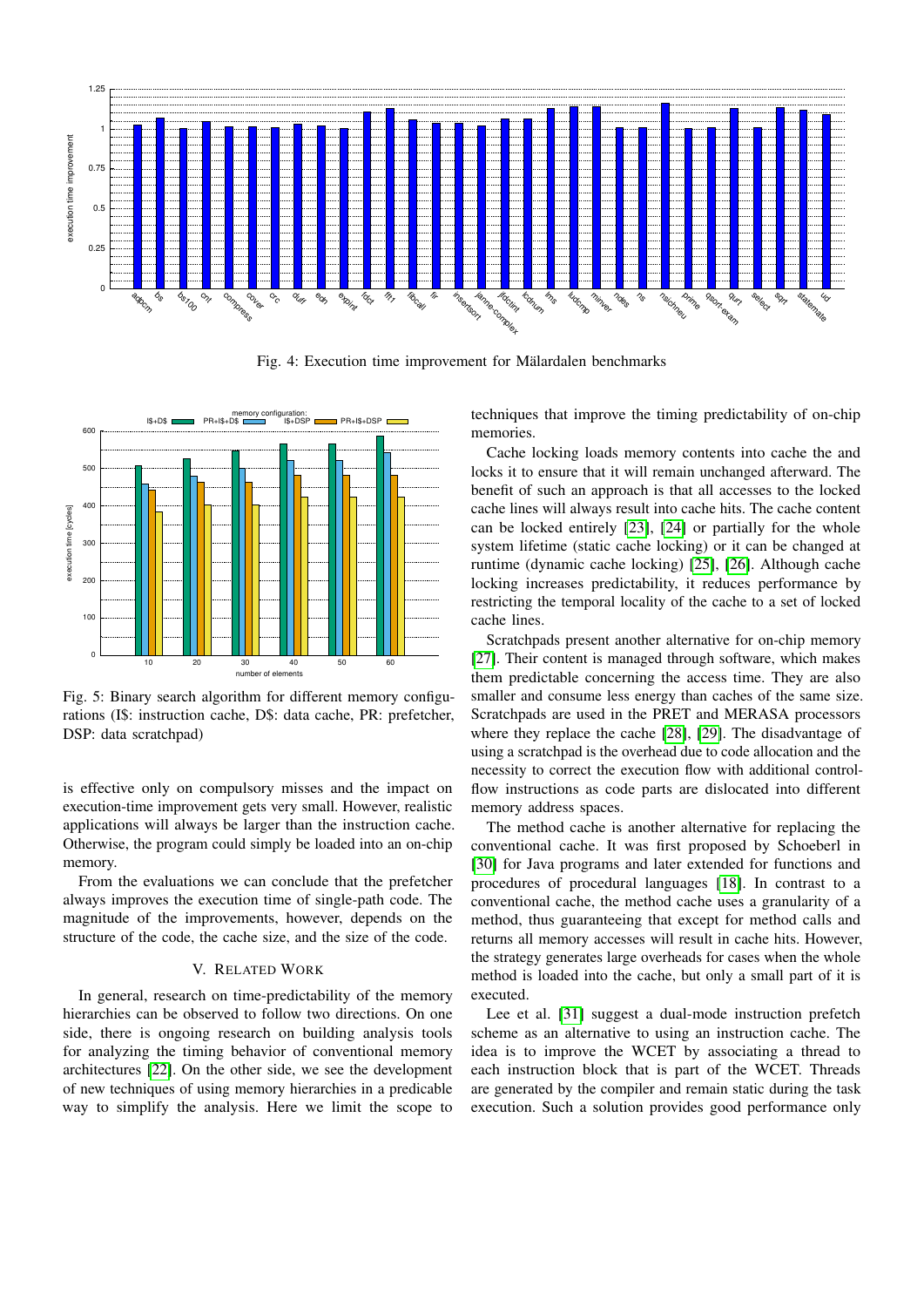Fig. 4: Execution time improvement for Mälardalen benchmarks

Fig. 5: Binary search algorithm for different memory configurations (I$: instruction cache, D$: data cache, PR: prefetcher, DSP: data scratchpad)

is effective only on compulsory misses and the impact on execution-time improvement gets very small. However, realistic applications will always be larger than the instruction cache. Otherwise, the program could simply be loaded into an on-chip memory.

From the evaluations we can conclude that the prefetcher always improves the execution time of single-path code. The magnitude of the improvements, however, depends on the structure of the code, the cache size, and the size of the code.

## V. Related Work

In general, research on time-predictability of the memory hierarchies can be observed to follow two directions. On one side, there is ongoing research on building analysis tools for analyzing the timing behavior of conventional memory architectures [22]. On the other side, we see the development of new techniques of using memory hierarchies in a predicable way to simplify the analysis. Here we limit the scope to techniques that improve the timing predictability of on-chip memories.

Cache locking loads memory contents into cache the and locks it to ensure that it will remain unchanged afterward. The benefit of such an approach is that all accesses to the locked cache lines will always result into cache hits. The cache content can be locked entirely [23], [24] or partially for the whole system lifetime (static cache locking) or it can be changed at runtime (dynamic cache locking) [25], [26]. Although cache locking increases predictability, it reduces performance by restricting the temporal locality of the cache to a set of locked cache lines.

Scratchpads present another alternative for on-chip memory [27]. Their content is managed through software, which makes them predictable concerning the access time. They are also smaller and consume less energy than caches of the same size. Scratchpads are used in the PRET and MERASA processors where they replace the cache [28], [29]. The disadvantage of using a scratchpad is the overhead due to code allocation and the necessity to correct the execution flow with additional control-flow instructions as code parts are dislocated into different memory address spaces.

The method cache is another alternative for replacing the conventional cache. It was first proposed by Schoeberl in [30] for Java programs and later extended for functions and procedures of procedural languages [18]. In contrast to a conventional cache, the method cache uses a granularity of a method, thus guaranteeing that except for method calls and returns all memory accesses will result in cache hits. However, the strategy generates large overheads for cases when the whole method is loaded into the cache, but only a small part of it is executed.

Lee et al. [31] suggest a dual-mode instruction prefetch scheme as an alternative to using an instruction cache. The idea is to improve the WCET by associating a thread to each instruction block that is part of the WCET. Threads are generated by the compiler and remain static during the task execution. Such a solution provides good performance only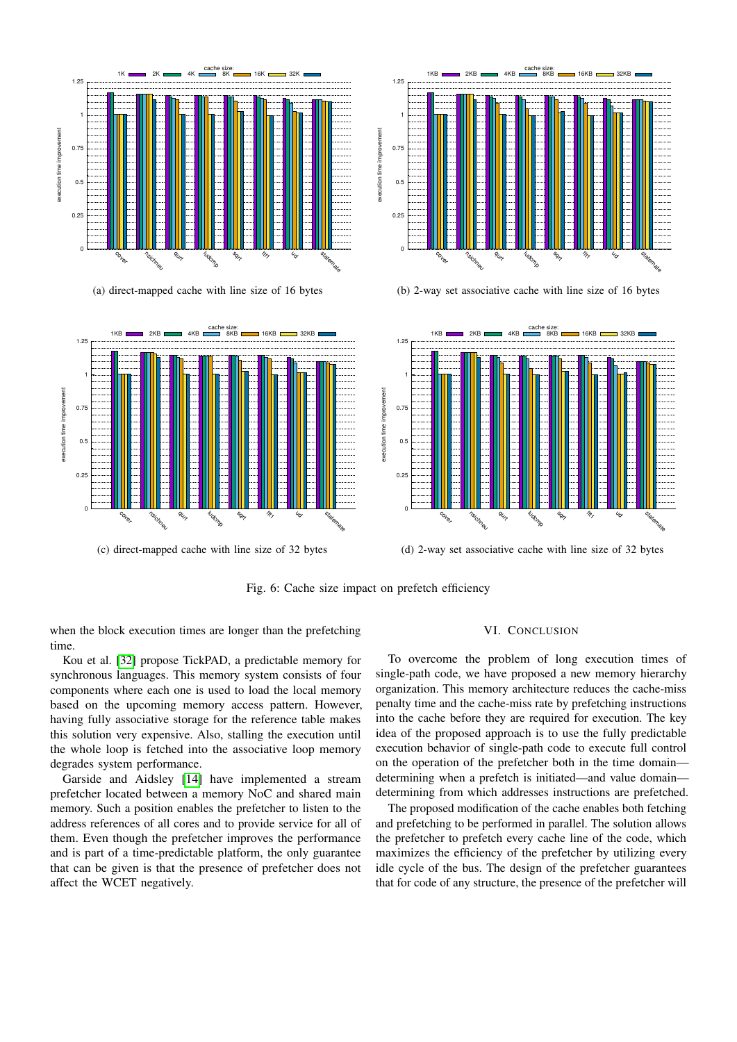(a) direct-mapped cache with line size of 16 bytes

(b) 2-way set associative cache with line size of 16 bytes

(c) direct-mapped cache with line size of 32 bytes

(d) 2-way set associative cache with line size of 32 bytes

Fig. 6: Cache size impact on prefetch efficiency

when the block execution times are longer than the prefetching time.

Kou et al. [32] propose TickPAD, a predictable memory for synchronous languages. This memory system consists of four components where each one is used to load the local memory based on the upcoming memory access pattern. However, having fully associative storage for the reference table makes this solution very expensive. Also, stalling the execution until the whole loop is fetched into the associative loop memory degrades system performance.

Garside and Aidsley [14] have implemented a stream prefetcher located between a memory NoC and shared main memory. Such a position enables the prefetcher to listen to the address references of all cores and to provide service for all of them. Even though the prefetcher improves the performance and is part of a time-predictable platform, the only guarantee that can be given is that the presence of prefetcher does not affect the WCET negatively.

## VI. Conclusion

To overcome the problem of long execution times of single-path code, we have proposed a new memory hierarchy organization. This memory architecture reduces the cache-miss penalty time and the cache-miss rate by prefetching instructions into the cache before they are required for execution. The key idea of the proposed approach is to use the fully predictable execution behavior of single-path code to execute full control on the operation of the prefetcher both in the time domain—determining when a prefetch is initiated—and value domain—determining from which addresses instructions are prefetched.

The proposed modification of the cache enables both fetching and prefetching to be performed in parallel. The solution allows the prefetcher to prefetch every cache line of the code, which maximizes the efficiency of the prefetcher by utilizing every idle cycle of the bus. The design of the prefetcher guarantees that for code of any structure, the presence of the prefetcher will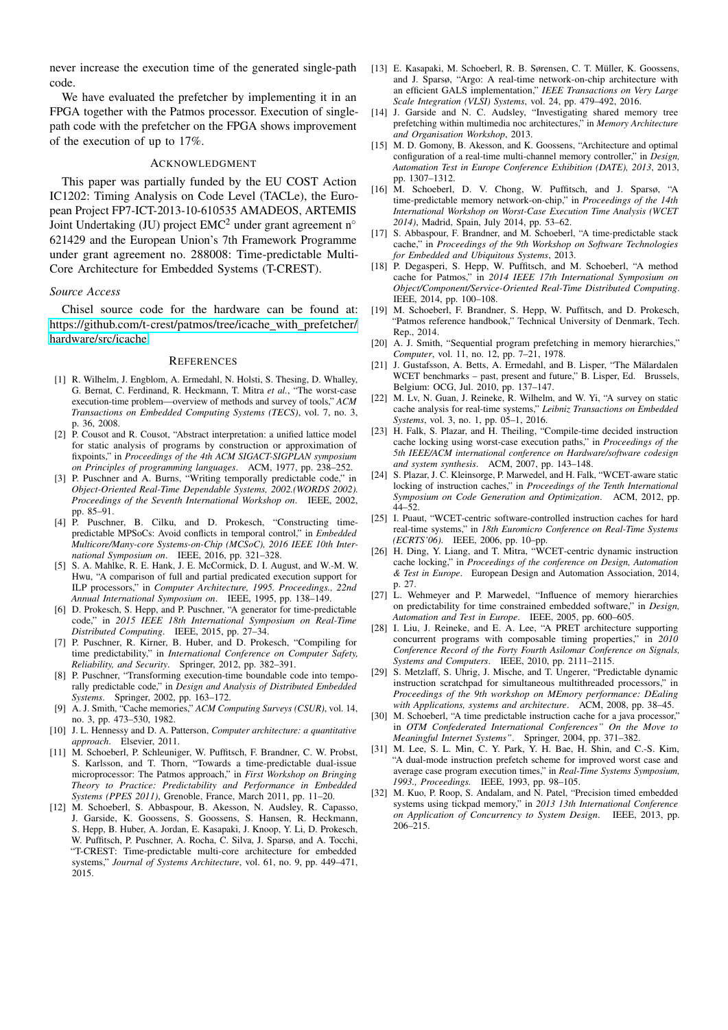never increase the execution time of the generated single-path code.

We have evaluated the prefetcher by implementing it in an FPGA together with the Patmos processor. Execution of single-path code with the prefetcher on the FPGA shows improvement of the execution of up to 17%.

## Acknowledgment

This paper was partially funded by the EU COST Action IC1202: Timing Analysis on Code Level (TACLe), the European Project FP7-ICT-2013-10-610535 AMADEOS, ARTEMIS Joint Undertaking (JU) project $EMC^2$ under grant agreement n° 621429 and the European Union's 7th Framework Programme under grant agreement no. 288008: Time-predictable Multi-Core Architecture for Embedded Systems (T-CREST).

### *Source Access*

Chisel source code for the hardware can be found at: https://github.com/t-crest/patmos/tree/icache_with_prefetcher/hardware/src/icache

## References

[1] R. Wilhelm, J. Engblom, A. Ermedahl, N. Holsti, S. Thesing, D. Whalley, G. Bernat, C. Ferdinand, R. Heckmann, T. Mitra *et al.*, "The worst-case execution-time problem—overview of methods and survey of tools," *ACM Transactions on Embedded Computing Systems (TECS)*, vol. 7, no. 3, p. 36, 2008.

[2] P. Cousot and R. Cousot, "Abstract interpretation: a unified lattice model for static analysis of programs by construction or approximation of fixpoints," in *Proceedings of the 4th ACM SIGACT-SIGPLAN symposium on Principles of programming languages*. ACM, 1977, pp. 238–252.

[3] P. Puschner and A. Burns, "Writing temporally predictable code," in *Object-Oriented Real-Time Dependable Systems, 2002.(WORDS 2002). Proceedings of the Seventh International Workshop on*. IEEE, 2002, pp. 85–91.

[4] P. Puschner, B. Cilku, and D. Prokesch, "Constructing time-predictable MPSoCs: Avoid conflicts in temporal control," in *Embedded Multicore/Many-core Systems-on-Chip (MCSoC), 2016 IEEE 10th International Symposium on*. IEEE, 2016, pp. 321–328.

[5] S. A. Mahlke, R. E. Hank, J. E. McCormick, D. I. August, and W.-M. W. Hwu, "A comparison of full and partial predicated execution support for ILP processors," in *Computer Architecture, 1995. Proceedings., 22nd Annual International Symposium on*. IEEE, 1995, pp. 138–149.

[6] D. Prokesch, S. Hepp, and P. Puschner, "A generator for time-predictable code," in *2015 IEEE 18th International Symposium on Real-Time Distributed Computing*. IEEE, 2015, pp. 27–34.

[7] P. Puschner, R. Kirner, B. Huber, and D. Prokesch, "Compiling for time predictability," in *International Conference on Computer Safety, Reliability, and Security*. Springer, 2012, pp. 382–391.

[8] P. Puschner, "Transforming execution-time boundable code into temporally predictable code," in *Design and Analysis of Distributed Embedded Systems*. Springer, 2002, pp. 163–172.

[9] A. J. Smith, "Cache memories," *ACM Computing Surveys (CSUR)*, vol. 14, no. 3, pp. 473–530, 1982.

[10] J. L. Hennessy and D. A. Patterson, *Computer architecture: a quantitative approach*. Elsevier, 2011.

[11] M. Schoeberl, P. Schleuniger, W. Puffitsch, F. Brandner, C. W. Probst, S. Karlsson, and T. Thorn, "Towards a time-predictable dual-issue microprocessor: The Patmos approach," in *First Workshop on Bringing Theory to Practice: Predictability and Performance in Embedded Systems (PPES 2011)*, Grenoble, France, March 2011, pp. 11–20.

[12] M. Schoeberl, S. Abbaspour, B. Akesson, N. Audsley, R. Capasso, J. Garside, K. Goossens, S. Goossens, S. Hansen, R. Heckmann, S. Hepp, B. Huber, A. Jordan, E. Kasapaki, J. Knoop, Y. Li, D. Prokesch, W. Puffitsch, P. Puschner, A. Rocha, C. Silva, J. Sparsø, and A. Tocchi, "T-CREST: Time-predictable multi-core architecture for embedded systems," *Journal of Systems Architecture*, vol. 61, no. 9, pp. 449–471, 2015.

[13] E. Kasapaki, M. Schoeberl, R. B. Sørensen, C. T. Müller, K. Goossens, and J. Sparsø, "Argo: A real-time network-on-chip architecture with an efficient GALS implementation," *IEEE Transactions on Very Large Scale Integration (VLSI) Systems*, vol. 24, pp. 479–492, 2016.

[14] J. Garside and N. C. Audsley, "Investigating shared memory tree prefetching within multimedia noc architectures," in *Memory Architecture and Organisation Workshop*, 2013.

[15] M. D. Gomony, B. Akesson, and K. Goossens, "Architecture and optimal configuration of a real-time multi-channel memory controller," in *Design, Automation Test in Europe Conference Exhibition (DATE), 2013*, 2013, pp. 1307–1312.

[16] M. Schoeberl, D. V. Chong, W. Puffitsch, and J. Sparsø, "A time-predictable memory network-on-chip," in *Proceedings of the 14th International Workshop on Worst-Case Execution Time Analysis (WCET 2014)*, Madrid, Spain, July 2014, pp. 53–62.

[17] S. Abbaspour, F. Brandner, and M. Schoeberl, "A time-predictable stack cache," in *Proceedings of the 9th Workshop on Software Technologies for Embedded and Ubiquitous Systems*, 2013.

[18] P. Degasperi, S. Hepp, W. Puffitsch, and M. Schoeberl, "A method cache for Patmos," in *2014 IEEE 17th International Symposium on Object/Component/Service-Oriented Real-Time Distributed Computing*. IEEE, 2014, pp. 100–108.

[19] M. Schoeberl, F. Brandner, S. Hepp, W. Puffitsch, and D. Prokesch, "Patmos reference handbook," Technical University of Denmark, Tech. Rep., 2014.

[20] A. J. Smith, "Sequential program prefetching in memory hierarchies," *Computer*, vol. 11, no. 12, pp. 7–21, 1978.

[21] J. Gustafsson, A. Betts, A. Ermedahl, and B. Lisper, "The Mälardalen WCET benchmarks – past, present and future," B. Lisper, Ed. Brussels, Belgium: OCG, Jul. 2010, pp. 137–147.

[22] M. Lv, N. Guan, J. Reineke, R. Wilhelm, and W. Yi, "A survey on static cache analysis for real-time systems," *Leibniz Transactions on Embedded Systems*, vol. 3, no. 1, pp. 05–1, 2016.

[23] H. Falk, S. Plazar, and H. Theiling, "Compile-time decided instruction cache locking using worst-case execution paths," in *Proceedings of the 5th IEEE/ACM international conference on Hardware/software codesign and system synthesis*. ACM, 2007, pp. 143–148.

[24] S. Plazar, J. C. Kleinsorge, P. Marwedel, and H. Falk, "WCET-aware static locking of instruction caches," in *Proceedings of the Tenth International Symposium on Code Generation and Optimization*. ACM, 2012, pp. 44–52.

[25] I. Puaut, "WCET-centric software-controlled instruction caches for hard real-time systems," in *18th Euromicro Conference on Real-Time Systems (ECRTS'06)*. IEEE, 2006, pp. 10–pp.

[26] H. Ding, Y. Liang, and T. Mitra, "WCET-centric dynamic instruction cache locking," in *Proceedings of the conference on Design, Automation & Test in Europe*. European Design and Automation Association, 2014, p. 27.

[27] L. Wehmeyer and P. Marwedel, "Influence of memory hierarchies on predictability for time constrained embedded software," in *Design, Automation and Test in Europe*. IEEE, 2005, pp. 600–605.

[28] I. Liu, J. Reineke, and E. A. Lee, "A PRET architecture supporting concurrent programs with composable timing properties," in *2010 Conference Record of the Forty Fourth Asilomar Conference on Signals, Systems and Computers*. IEEE, 2010, pp. 2111–2115.

[29] S. Metzlaff, S. Uhrig, J. Mische, and T. Ungerer, "Predictable dynamic instruction scratchpad for simultaneous multithreaded processors," in *Proceedings of the 9th workshop on MEmory performance: DEaling with Applications, systems and architecture*. ACM, 2008, pp. 38–45.

[30] M. Schoeberl, "A time predictable instruction cache for a java processor," in *OTM Confederated International Conferences" On the Move to Meaningful Internet Systems"*. Springer, 2004, pp. 371–382.

[31] M. Lee, S. L. Min, C. Y. Park, Y. H. Bae, H. Shin, and C.-S. Kim, "A dual-mode instruction prefetch scheme for improved worst case and average case program execution times," in *Real-Time Systems Symposium, 1993., Proceedings.* IEEE, 1993, pp. 98–105.

[32] M. Kuo, P. Roop, S. Andalam, and N. Patel, "Precision timed embedded systems using tickpad memory," in *2013 13th International Conference on Application of Concurrency to System Design*. IEEE, 2013, pp. 206–215.